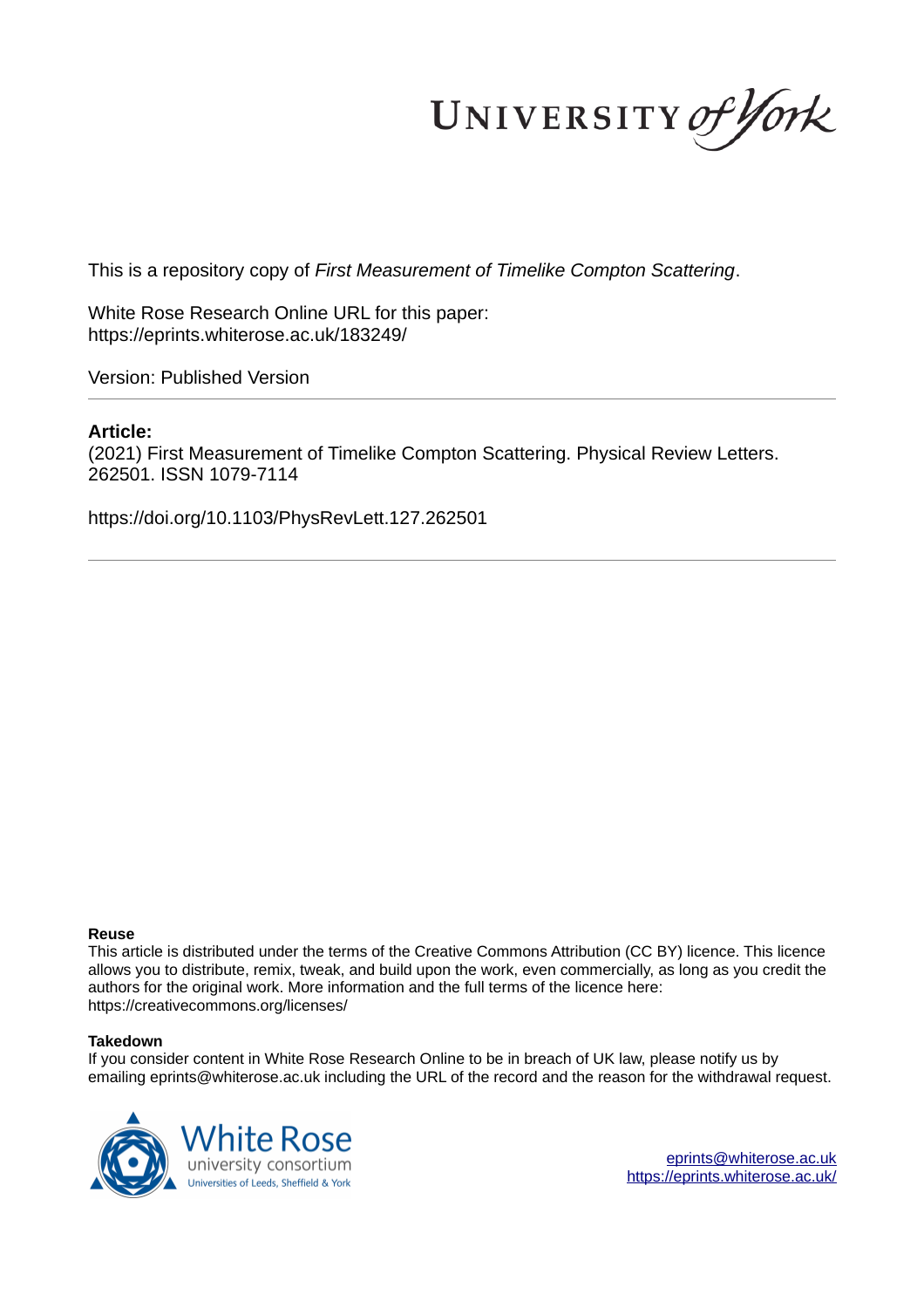This is a repository copy of *First Measurement of Timelike Compton Scattering*.

White Rose Research Online URL for this paper:
https://eprints.whiterose.ac.uk/183249/

Version: Published Version

---

**Article:**

(2021) First Measurement of Timelike Compton Scattering. Physical Review Letters. 262501. ISSN 1079-7114

https://doi.org/10.1103/PhysRevLett.127.262501

---

**Reuse**

This article is distributed under the terms of the Creative Commons Attribution (CC BY) licence. This licence allows you to distribute, remix, tweak, and build upon the work, even commercially, as long as you credit the authors for the original work. More information and the full terms of the licence here: https://creativecommons.org/licenses/

**Takedown**

If you consider content in White Rose Research Online to be in breach of UK law, please notify us by emailing eprints@whiterose.ac.uk including the URL of the record and the reason for the withdrawal request.

eprints@whiterose.ac.uk
https://eprints.whiterose.ac.uk/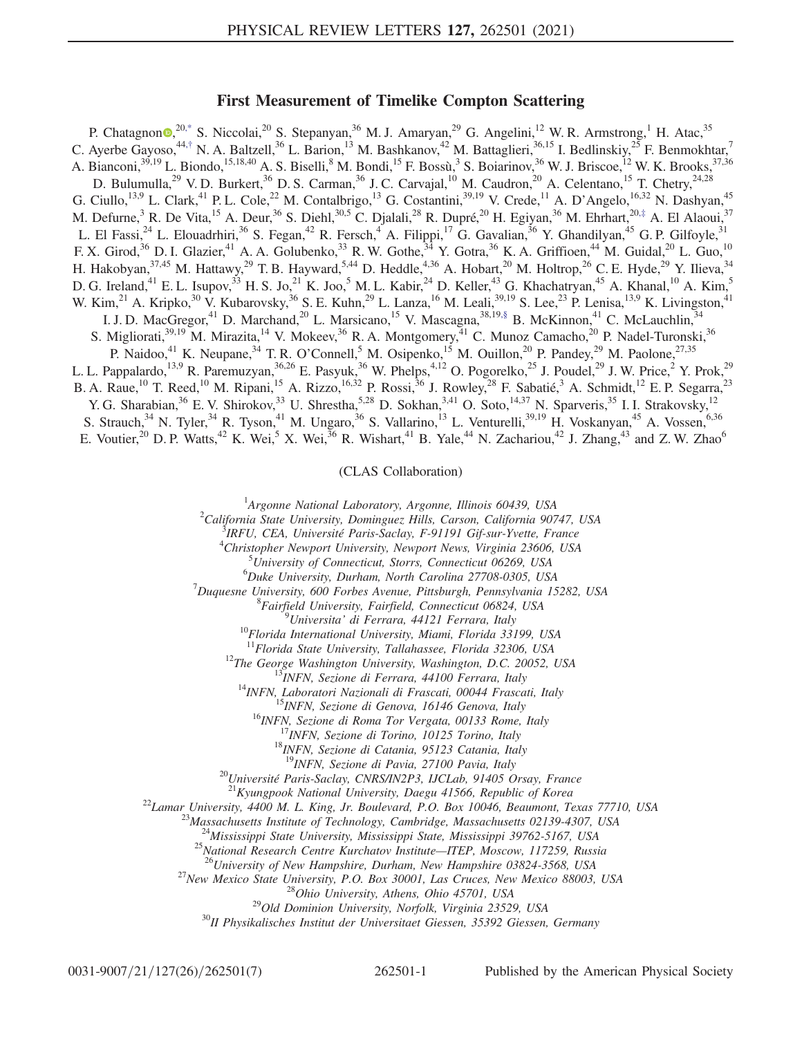# First Measurement of Timelike Compton Scattering

P. Chatagnon,[20,*] S. Niccolai,[20] S. Stepanyan,[36] M. J. Amaryan,[29] G. Angelini,[12] W. R. Armstrong,[1] H. Atac,[35] C. Ayerbe Gayoso,[44,†] N. A. Baltzell,[36] L. Barion,[13] M. Bashkanov,[42] M. Battaglieri,[36,15] I. Bedlinskiy,[25] F. Benmokhtar,[7] A. Bianconi,[39,19] L. Biondo,[15,18,40] A. S. Biselli,[8] M. Bondi,[15] F. Bossù,[3] S. Boiarinov,[36] W. J. Briscoe,[12] W. K. Brooks,[37,36] D. Bulumulla,[29] V. D. Burkert,[36] D. S. Carman,[36] J. C. Carvajal,[10] M. Caudron,[20] A. Celentano,[15] T. Chetry,[24,28] G. Ciullo,[13,9] L. Clark,[41] P. L. Cole,[22] M. Contalbrigo,[13] G. Costantini,[39,19] V. Crede,[11] A. D'Angelo,[16,32] N. Dashyan,[45] M. Defurne,[3] R. De Vita,[15] A. Deur,[36] S. Diehl,[30,5] C. Djalali,[28] R. Dupré,[20] H. Egiyan,[36] M. Ehrhart,[20,‡] A. El Alaoui,[37] L. El Fassi,[24] L. Elouadrhiri,[36] S. Fegan,[42] R. Fersch,[4] A. Filippi,[17] G. Gavalian,[36] Y. Ghandilyan,[45] G. P. Gilfoyle,[31] F. X. Girod,[36] D. I. Glazier,[41] A. A. Golubenko,[33] R. W. Gothe,[34] Y. Gotra,[36] K. A. Griffioen,[44] M. Guidal,[20] L. Guo,[10] H. Hakobyan,[37,45] M. Hattawy,[29] T. B. Hayward,[5,44] D. Heddle,[4,36] A. Hobart,[20] M. Holtrop,[26] C. E. Hyde,[29] Y. Ilieva,[34] D. G. Ireland,[41] E. L. Isupov,[33] H. S. Jo,[21] K. Joo,[5] M. L. Kabir,[24] D. Keller,[43] G. Khachatryan,[45] A. Khanal,[10] A. Kim,[5] W. Kim,[21] A. Kripko,[30] V. Kubarovsky,[36] S. E. Kuhn,[29] L. Lanza,[16] M. Leali,[39,19] S. Lee,[23] P. Lenisa,[13,9] K. Livingston,[41] I. J. D. MacGregor,[41] D. Marchand,[20] L. Marsicano,[15] V. Mascagna,[38,19,§] B. McKinnon,[41] C. McLauchlin,[34] S. Migliorati,[39,19] M. Mirazita,[14] V. Mokeev,[36] R. A. Montgomery,[41] C. Munoz Camacho,[20] P. Nadel-Turonski,[36] P. Naidoo,[41] K. Neupane,[34] T. R. O'Connell,[5] M. Osipenko,[15] M. Ouillon,[20] P. Pandey,[29] M. Paolone,[27,35] L. L. Pappalardo,[13,9] R. Paremuzyan,[36,26] E. Pasyuk,[36] W. Phelps,[4,12] O. Pogorelko,[25] J. Poudel,[29] J. W. Price,[2] Y. Prok,[29] B. A. Raue,[10] T. Reed,[10] M. Ripani,[15] A. Rizzo,[16,32] P. Rossi,[36] J. Rowley,[28] F. Sabatié,[3] A. Schmidt,[12] E. P. Segarra,[23] Y. G. Sharabian,[36] E. V. Shirokov,[33] U. Shrestha,[5,28] D. Sokhan,[3,41] O. Soto,[14,37] N. Sparveris,[35] I. I. Strakovsky,[12] S. Strauch,[34] N. Tyler,[34] R. Tyson,[41] M. Ungaro,[36] S. Vallarino,[13] L. Venturelli,[39,19] H. Voskanyan,[45] A. Vossen,[6,36] E. Voutier,[20] D. P. Watts,[42] K. Wei,[5] X. Wei,[36] R. Wishart,[41] B. Yale,[44] N. Zachariou,[42] J. Zhang,[43] and Z. W. Zhao[6]

(CLAS Collaboration)

[1]Argonne National Laboratory, Argonne, Illinois 60439, USA
[2]California State University, Dominguez Hills, Carson, California 90747, USA
[3]IRFU, CEA, Université Paris-Saclay, F-91191 Gif-sur-Yvette, France
[4]Christopher Newport University, Newport News, Virginia 23606, USA
[5]University of Connecticut, Storrs, Connecticut 06269, USA
[6]Duke University, Durham, North Carolina 27708-0305, USA
[7]Duquesne University, 600 Forbes Avenue, Pittsburgh, Pennsylvania 15282, USA
[8]Fairfield University, Fairfield, Connecticut 06824, USA
[9]Universita' di Ferrara, 44121 Ferrara, Italy
[10]Florida International University, Miami, Florida 33199, USA
[11]Florida State University, Tallahassee, Florida 32306, USA
[12]The George Washington University, Washington, D.C. 20052, USA
[13]INFN, Sezione di Ferrara, 44100 Ferrara, Italy
[14]INFN, Laboratori Nazionali di Frascati, 00044 Frascati, Italy
[15]INFN, Sezione di Genova, 16146 Genova, Italy
[16]INFN, Sezione di Roma Tor Vergata, 00133 Rome, Italy
[17]INFN, Sezione di Torino, 10125 Torino, Italy
[18]INFN, Sezione di Catania, 95123 Catania, Italy
[19]INFN, Sezione di Pavia, 27100 Pavia, Italy
[20]Université Paris-Saclay, CNRS/IN2P3, IJCLab, 91405 Orsay, France
[21]Kyungpook National University, Daegu 41566, Republic of Korea
[22]Lamar University, 4400 M. L. King, Jr. Boulevard, P.O. Box 10046, Beaumont, Texas 77710, USA
[23]Massachusetts Institute of Technology, Cambridge, Massachusetts 02139-4307, USA
[24]Mississippi State University, Mississippi State, Mississippi 39762-5167, USA
[25]National Research Centre Kurchatov Institute—ITEP, Moscow, 117259, Russia
[26]University of New Hampshire, Durham, New Hampshire 03824-3568, USA
[27]New Mexico State University, P.O. Box 30001, Las Cruces, New Mexico 88003, USA
[28]Ohio University, Athens, Ohio 45701, USA
[29]Old Dominion University, Norfolk, Virginia 23529, USA
[30]II Physikalisches Institut der Universitaet Giessen, 35392 Giessen, Germany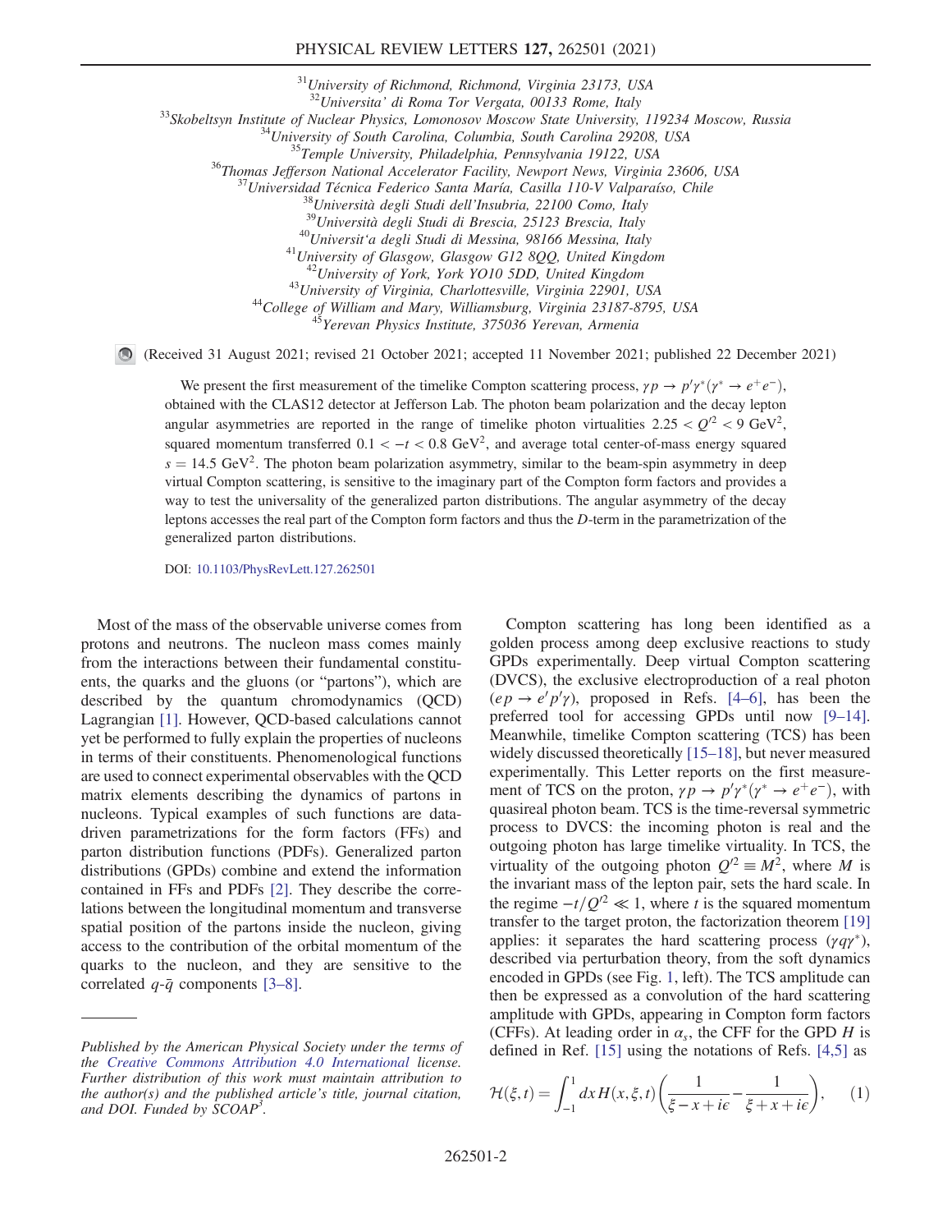[31]University of Richmond, Richmond, Virginia 23173, USA
[32]Universita' di Roma Tor Vergata, 00133 Rome, Italy
[33]Skobeltsyn Institute of Nuclear Physics, Lomonosov Moscow State University, 119234 Moscow, Russia
[34]University of South Carolina, Columbia, South Carolina 29208, USA
[35]Temple University, Philadelphia, Pennsylvania 19122, USA
[36]Thomas Jefferson National Accelerator Facility, Newport News, Virginia 23606, USA
[37]Universidad Técnica Federico Santa María, Casilla 110-V Valparaíso, Chile
[38]Università degli Studi dell'Insubria, 22100 Como, Italy
[39]Università degli Studi di Brescia, 25123 Brescia, Italy
[40]Universit'a degli Studi di Messina, 98166 Messina, Italy
[41]University of Glasgow, Glasgow G12 8QQ, United Kingdom
[42]University of York, York YO10 5DD, United Kingdom
[43]University of Virginia, Charlottesville, Virginia 22901, USA
[44]College of William and Mary, Williamsburg, Virginia 23187-8795, USA
[45]Yerevan Physics Institute, 375036 Yerevan, Armenia

(Received 31 August 2021; revised 21 October 2021; accepted 11 November 2021; published 22 December 2021)

We present the first measurement of the timelike Compton scattering process, $\gamma p \to p'\gamma^*(\gamma^* \to e^+e^-)$, obtained with the CLAS12 detector at Jefferson Lab. The photon beam polarization and the decay lepton angular asymmetries are reported in the range of timelike photon virtualities $2.25 < Q'^2 < 9$ GeV$^2$, squared momentum transferred $0.1 < -t < 0.8$ GeV$^2$, and average total center-of-mass energy squared $s = 14.5$ GeV$^2$. The photon beam polarization asymmetry, similar to the beam-spin asymmetry in deep virtual Compton scattering, is sensitive to the imaginary part of the Compton form factors and provides a way to test the universality of the generalized parton distributions. The angular asymmetry of the decay leptons accesses the real part of the Compton form factors and thus the $D$-term in the parametrization of the generalized parton distributions.

DOI: 10.1103/PhysRevLett.127.262501

Most of the mass of the observable universe comes from protons and neutrons. The nucleon mass comes mainly from the interactions between their fundamental constituents, the quarks and the gluons (or "partons"), which are described by the quantum chromodynamics (QCD) Lagrangian [1]. However, QCD-based calculations cannot yet be performed to fully explain the properties of nucleons in terms of their constituents. Phenomenological functions are used to connect experimental observables with the QCD matrix elements describing the dynamics of partons in nucleons. Typical examples of such functions are data-driven parametrizations for the form factors (FFs) and parton distribution functions (PDFs). Generalized parton distributions (GPDs) combine and extend the information contained in FFs and PDFs [2]. They describe the correlations between the longitudinal momentum and transverse spatial position of the partons inside the nucleon, giving access to the contribution of the orbital momentum of the quarks to the nucleon, and they are sensitive to the correlated $q$-$\bar{q}$ components [3–8].

*Published by the American Physical Society under the terms of the Creative Commons Attribution 4.0 International license. Further distribution of this work must maintain attribution to the author(s) and the published article's title, journal citation, and DOI. Funded by SCOAP[3].*

Compton scattering has long been identified as a golden process among deep exclusive reactions to study GPDs experimentally. Deep virtual Compton scattering (DVCS), the exclusive electroproduction of a real photon ($ep \to e'p'\gamma$), proposed in Refs. [4–6], has been the preferred tool for accessing GPDs until now [9–14]. Meanwhile, timelike Compton scattering (TCS) has been widely discussed theoretically [15–18], but never measured experimentally. This Letter reports on the first measurement of TCS on the proton, $\gamma p \to p'\gamma^*(\gamma^* \to e^+e^-)$, with quasireal photon beam. TCS is the time-reversal symmetric process to DVCS: the incoming photon is real and the outgoing photon has large timelike virtuality. In TCS, the virtuality of the outgoing photon $Q'^2 \equiv M^2$, where $M$ is the invariant mass of the lepton pair, sets the hard scale. In the regime $-t/Q'^2 \ll 1$, where $t$ is the squared momentum transfer to the target proton, the factorization theorem [19] applies: it separates the hard scattering process ($\gamma q \gamma^*$), described via perturbation theory, from the soft dynamics encoded in GPDs (see Fig. 1, left). The TCS amplitude can then be expressed as a convolution of the hard scattering amplitude with GPDs, appearing in Compton form factors (CFFs). At leading order in $\alpha_s$, the CFF for the GPD $H$ is defined in Ref. [15] using the notations of Refs. [4,5] as

$$\mathcal{H}(\xi,t) = \int_{-1}^{1} dx\, H(x,\xi,t)\left(\frac{1}{\xi - x + i\epsilon} - \frac{1}{\xi + x + i\epsilon}\right), \quad (1)$$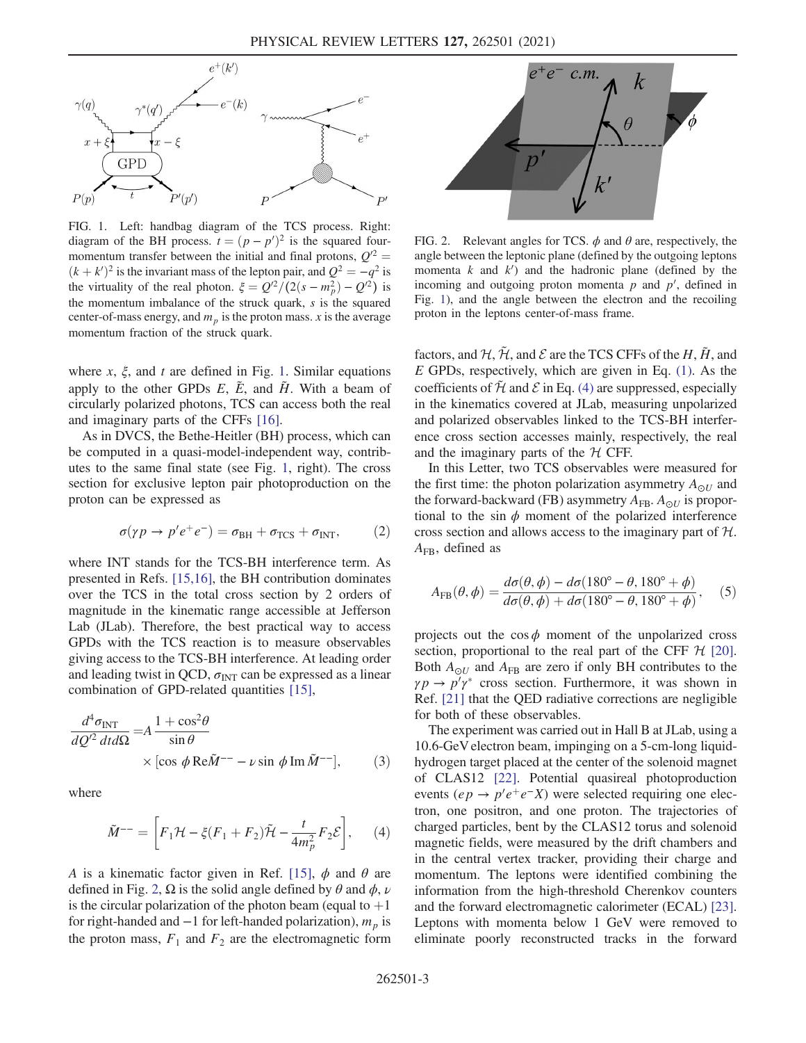FIG. 1. Left: handbag diagram of the TCS process. Right: diagram of the BH process. $t = (p - p')^2$ is the squared four-momentum transfer between the initial and final protons, $Q'^2 = (k + k')^2$ is the invariant mass of the lepton pair, and $Q^2 = -q^2$ is the virtuality of the real photon. $\xi = Q'^2/(2(s - m_p^2) - Q'^2)$ is the momentum imbalance of the struck quark, $s$ is the squared center-of-mass energy, and $m_p$ is the proton mass. $x$ is the average momentum fraction of the struck quark.

FIG. 2. Relevant angles for TCS. $\phi$ and $\theta$ are, respectively, the angle between the leptonic plane (defined by the outgoing leptons momenta $k$ and $k'$) and the hadronic plane (defined by the incoming and outgoing proton momenta $p$ and $p'$, defined in Fig. 1), and the angle between the electron and the recoiling proton in the leptons center-of-mass frame.

where $x$, $\xi$, and $t$ are defined in Fig. 1. Similar equations apply to the other GPDs $E$, $\tilde{E}$, and $\tilde{H}$. With a beam of circularly polarized photons, TCS can access both the real and imaginary parts of the CFFs [16].

As in DVCS, the Bethe-Heitler (BH) process, which can be computed in a quasi-model-independent way, contributes to the same final state (see Fig. 1, right). The cross section for exclusive lepton pair photoproduction on the proton can be expressed as

$$\sigma(\gamma p \to p' e^+ e^-) = \sigma_{\mathrm{BH}} + \sigma_{\mathrm{TCS}} + \sigma_{\mathrm{INT}}, \qquad (2)$$

where INT stands for the TCS-BH interference term. As presented in Refs. [15,16], the BH contribution dominates over the TCS in the total cross section by 2 orders of magnitude in the kinematic range accessible at Jefferson Lab (JLab). Therefore, the best practical way to access GPDs with the TCS reaction is to measure observables giving access to the TCS-BH interference. At leading order and leading twist in QCD, $\sigma_{\mathrm{INT}}$ can be expressed as a linear combination of GPD-related quantities [15],

$$\frac{d^4\sigma_{\mathrm{INT}}}{dQ'^2\, dt d\Omega} = A \frac{1+\cos^2\theta}{\sin\theta} \times [\cos\phi \,\mathrm{Re}\tilde{M}^{--} - \nu \sin\phi \,\mathrm{Im}\,\tilde{M}^{--}], \qquad (3)$$

where

$$\tilde{M}^{--} = \left[F_1 \mathcal{H} - \xi(F_1 + F_2)\tilde{\mathcal{H}} - \frac{t}{4m_p^2} F_2 \mathcal{E}\right], \qquad (4)$$

$A$ is a kinematic factor given in Ref. [15], $\phi$ and $\theta$ are defined in Fig. 2, $\Omega$ is the solid angle defined by $\theta$ and $\phi$, $\nu$ is the circular polarization of the photon beam (equal to $+1$ for right-handed and $-1$ for left-handed polarization), $m_p$ is the proton mass, $F_1$ and $F_2$ are the electromagnetic form factors, and $\mathcal{H}$, $\tilde{\mathcal{H}}$, and $\mathcal{E}$ are the TCS CFFs of the $H$, $\tilde{H}$, and $E$ GPDs, respectively, which are given in Eq. (1). As the coefficients of $\tilde{\mathcal{H}}$ and $\mathcal{E}$ in Eq. (4) are suppressed, especially in the kinematics covered at JLab, measuring unpolarized and polarized observables linked to the TCS-BH interference cross section accesses mainly, respectively, the real and the imaginary parts of the $\mathcal{H}$ CFF.

In this Letter, two TCS observables were measured for the first time: the photon polarization asymmetry $A_{\odot U}$ and the forward-backward (FB) asymmetry $A_{\mathrm{FB}}$. $A_{\odot U}$ is proportional to the $\sin\phi$ moment of the polarized interference cross section and allows access to the imaginary part of $\mathcal{H}$. $A_{\mathrm{FB}}$, defined as

$$A_{\mathrm{FB}}(\theta, \phi) = \frac{d\sigma(\theta, \phi) - d\sigma(180° - \theta, 180° + \phi)}{d\sigma(\theta, \phi) + d\sigma(180° - \theta, 180° + \phi)}, \qquad (5)$$

projects out the $\cos\phi$ moment of the unpolarized cross section, proportional to the real part of the CFF $\mathcal{H}$ [20]. Both $A_{\odot U}$ and $A_{\mathrm{FB}}$ are zero if only BH contributes to the $\gamma p \to p' \gamma^*$ cross section. Furthermore, it was shown in Ref. [21] that the QED radiative corrections are negligible for both of these observables.

The experiment was carried out in Hall B at JLab, using a 10.6-GeV electron beam, impinging on a 5-cm-long liquid-hydrogen target placed at the center of the solenoid magnet of CLAS12 [22]. Potential quasireal photoproduction events ($ep \to p' e^+ e^- X$) were selected requiring one electron, one positron, and one proton. The trajectories of charged particles, bent by the CLAS12 torus and solenoid magnetic fields, were measured by the drift chambers and in the central vertex tracker, providing their charge and momentum. The leptons were identified combining the information from the high-threshold Cherenkov counters and the forward electromagnetic calorimeter (ECAL) [23]. Leptons with momenta below 1 GeV were removed to eliminate poorly reconstructed tracks in the forward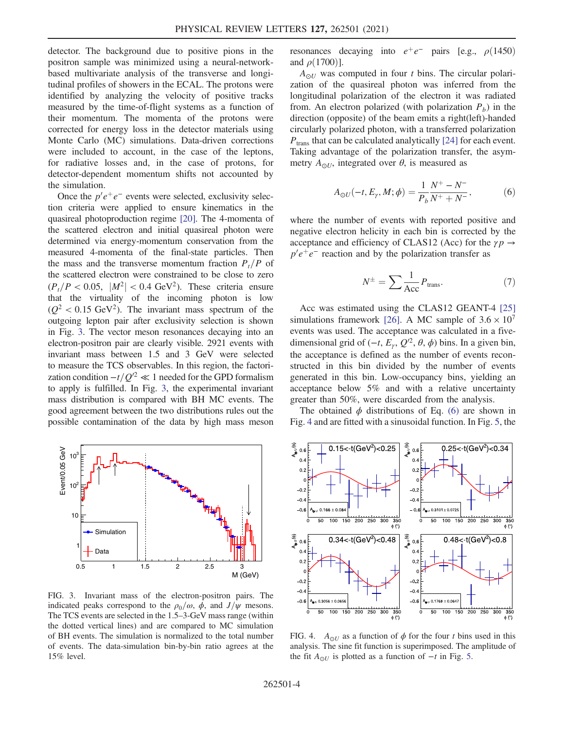detector. The background due to positive pions in the positron sample was minimized using a neural-network-based multivariate analysis of the transverse and longitudinal profiles of showers in the ECAL. The protons were identified by analyzing the velocity of positive tracks measured by the time-of-flight systems as a function of their momentum. The momenta of the protons were corrected for energy loss in the detector materials using Monte Carlo (MC) simulations. Data-driven corrections were included to account, in the case of the leptons, for radiative losses and, in the case of protons, for detector-dependent momentum shifts not accounted by the simulation.

Once the $p'e^+e^-$ events were selected, exclusivity selection criteria were applied to ensure kinematics in the quasireal photoproduction regime [20]. The 4-momenta of the scattered electron and initial quasireal photon were determined via energy-momentum conservation from the measured 4-momenta of the final-state particles. Then the mass and the transverse momentum fraction $P_t/P$ of the scattered electron were constrained to be close to zero ($P_t/P < 0.05$, $|M^2| < 0.4$ GeV$^2$). These criteria ensure that the virtuality of the incoming photon is low ($Q^2 < 0.15$ GeV$^2$). The invariant mass spectrum of the outgoing lepton pair after exclusivity selection is shown in Fig. 3. The vector meson resonances decaying into an electron-positron pair are clearly visible. 2921 events with invariant mass between 1.5 and 3 GeV were selected to measure the TCS observables. In this region, the factorization condition $-t/Q'^2 \ll 1$ needed for the GPD formalism to apply is fulfilled. In Fig. 3, the experimental invariant mass distribution is compared with BH MC events. The good agreement between the two distributions rules out the possible contamination of the data by high mass meson resonances decaying into $e^+e^-$ pairs [e.g., $\rho(1450)$ and $\rho(1700)$].

FIG. 3. Invariant mass of the electron-positron pairs. The indicated peaks correspond to the $\rho_0/\omega$, $\phi$, and $J/\psi$ mesons. The TCS events are selected in the 1.5–3-GeV mass range (within the dotted vertical lines) and are compared to MC simulation of BH events. The simulation is normalized to the total number of events. The data-simulation bin-by-bin ratio agrees at the 15% level.

$A_{\odot U}$ was computed in four $t$ bins. The circular polarization of the quasireal photon was inferred from the longitudinal polarization of the electron it was radiated from. An electron polarized (with polarization $P_b$) in the direction (opposite) of the beam emits a right(left)-handed circularly polarized photon, with a transferred polarization $P_{\text{trans}}$ that can be calculated analytically [24] for each event. Taking advantage of the polarization transfer, the asymmetry $A_{\odot U}$, integrated over $\theta$, is measured as

$$A_{\odot U}(-t, E_\gamma, M; \phi) = \frac{1}{P_b}\frac{N^+ - N^-}{N^+ + N^-}, \tag{6}$$

where the number of events with reported positive and negative electron helicity in each bin is corrected by the acceptance and efficiency of CLAS12 (Acc) for the $\gamma p \to p'e^+e^-$ reaction and by the polarization transfer as

$$N^\pm = \sum \frac{1}{\text{Acc}} P_{\text{trans}}. \tag{7}$$

Acc was estimated using the CLAS12 GEANT-4 [25] simulations framework [26]. A MC sample of $3.6 \times 10^7$ events was used. The acceptance was calculated in a five-dimensional grid of ($-t$, $E_\gamma$, $Q'^2$, $\theta$, $\phi$) bins. In a given bin, the acceptance is defined as the number of events reconstructed in this bin divided by the number of events generated in this bin. Low-occupancy bins, yielding an acceptance below 5% and with a relative uncertainty greater than 50%, were discarded from the analysis.

The obtained $\phi$ distributions of Eq. (6) are shown in Fig. 4 and are fitted with a sinusoidal function. In Fig. 5, the

FIG. 4. $A_{\odot U}$ as a function of $\phi$ for the four $t$ bins used in this analysis. The sine fit function is superimposed. The amplitude of the fit $A_{\odot U}$ is plotted as a function of $-t$ in Fig. 5.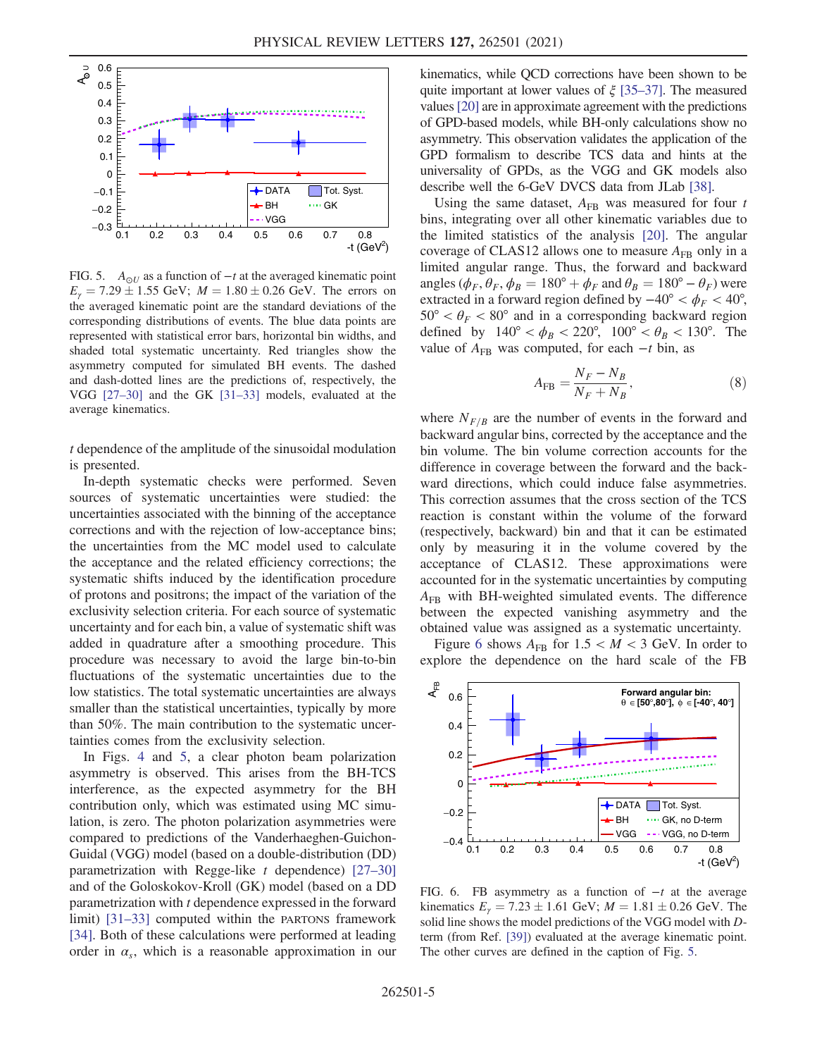FIG. 5. $A_{\odot U}$ as a function of $-t$ at the averaged kinematic point $E_\gamma = 7.29 \pm 1.55$ GeV; $M = 1.80 \pm 0.26$ GeV. The errors on the averaged kinematic point are the standard deviations of the corresponding distributions of events. The blue data points are represented with statistical error bars, horizontal bin widths, and shaded total systematic uncertainty. Red triangles show the asymmetry computed for simulated BH events. The dashed and dash-dotted lines are the predictions of, respectively, the VGG [27–30] and the GK [31–33] models, evaluated at the average kinematics.

$t$ dependence of the amplitude of the sinusoidal modulation is presented.

In-depth systematic checks were performed. Seven sources of systematic uncertainties were studied: the uncertainties associated with the binning of the acceptance corrections and with the rejection of low-acceptance bins; the uncertainties from the MC model used to calculate the acceptance and the related efficiency corrections; the systematic shifts induced by the identification procedure of protons and positrons; the impact of the variation of the exclusivity selection criteria. For each source of systematic uncertainty and for each bin, a value of systematic shift was added in quadrature after a smoothing procedure. This procedure was necessary to avoid the large bin-to-bin fluctuations of the systematic uncertainties due to the low statistics. The total systematic uncertainties are always smaller than the statistical uncertainties, typically by more than 50%. The main contribution to the systematic uncertainties comes from the exclusivity selection.

In Figs. 4 and 5, a clear photon beam polarization asymmetry is observed. This arises from the BH-TCS interference, as the expected asymmetry for the BH contribution only, which was estimated using MC simulation, is zero. The photon polarization asymmetries were compared to predictions of the Vanderhaeghen-Guichon-Guidal (VGG) model (based on a double-distribution (DD) parametrization with Regge-like $t$ dependence) [27–30] and of the Goloskokov-Kroll (GK) model (based on a DD parametrization with $t$ dependence expressed in the forward limit) [31–33] computed within the PARTONS framework [34]. Both of these calculations were performed at leading order in $\alpha_s$, which is a reasonable approximation in our kinematics, while QCD corrections have been shown to be quite important at lower values of $\xi$ [35–37]. The measured values [20] are in approximate agreement with the predictions of GPD-based models, while BH-only calculations show no asymmetry. This observation validates the application of the GPD formalism to describe TCS data and hints at the universality of GPDs, as the VGG and GK models also describe well the 6-GeV DVCS data from JLab [38].

Using the same dataset, $A_{\mathrm{FB}}$ was measured for four $t$ bins, integrating over all other kinematic variables due to the limited statistics of the analysis [20]. The angular coverage of CLAS12 allows one to measure $A_{\mathrm{FB}}$ only in a limited angular range. Thus, the forward and backward angles ($\phi_F, \theta_F, \phi_B = 180° + \phi_F$ and $\theta_B = 180° - \theta_F$) were extracted in a forward region defined by $-40° < \phi_F < 40°$, $50° < \theta_F < 80°$ and in a corresponding backward region defined by $140° < \phi_B < 220°$, $100° < \theta_B < 130°$. The value of $A_{\mathrm{FB}}$ was computed, for each $-t$ bin, as

$$A_{\mathrm{FB}} = \frac{N_F - N_B}{N_F + N_B}, \tag{8}$$

where $N_{F/B}$ are the number of events in the forward and backward angular bins, corrected by the acceptance and the bin volume. The bin volume correction accounts for the difference in coverage between the forward and the backward directions, which could induce false asymmetries. This correction assumes that the cross section of the TCS reaction is constant within the volume of the forward (respectively, backward) bin and that it can be estimated only by measuring it in the volume covered by the acceptance of CLAS12. These approximations were accounted for in the systematic uncertainties by computing $A_{\mathrm{FB}}$ with BH-weighted simulated events. The difference between the expected vanishing asymmetry and the obtained value was assigned as a systematic uncertainty.

Figure 6 shows $A_{\mathrm{FB}}$ for $1.5 < M < 3$ GeV. In order to explore the dependence on the hard scale of the FB

FIG. 6. FB asymmetry as a function of $-t$ at the average kinematics $E_\gamma = 7.23 \pm 1.61$ GeV; $M = 1.81 \pm 0.26$ GeV. The solid line shows the model predictions of the VGG model with $D$-term (from Ref. [39]) evaluated at the average kinematic point. The other curves are defined in the caption of Fig. 5.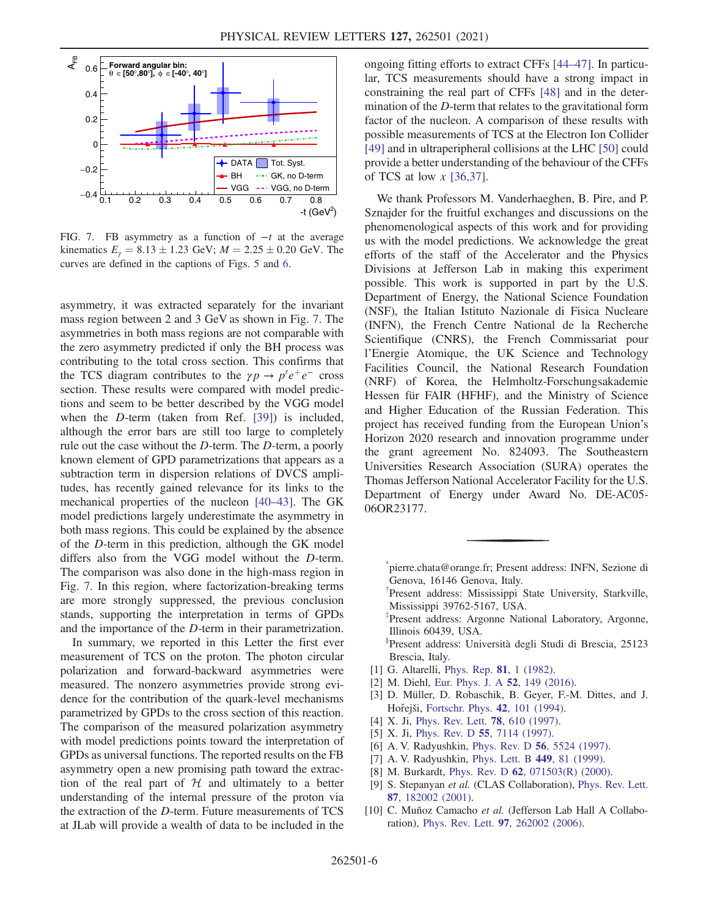FIG. 7. FB asymmetry as a function of $-t$ at the average kinematics $E_\gamma = 8.13 \pm 1.23$ GeV; $M = 2.25 \pm 0.20$ GeV. The curves are defined in the captions of Figs. 5 and 6.

asymmetry, it was extracted separately for the invariant mass region between 2 and 3 GeV as shown in Fig. 7. The asymmetries in both mass regions are not comparable with the zero asymmetry predicted if only the BH process was contributing to the total cross section. This confirms that the TCS diagram contributes to the $\gamma p \to p' e^+ e^-$ cross section. These results were compared with model predictions and seem to be better described by the VGG model when the $D$-term (taken from Ref. [39]) is included, although the error bars are still too large to completely rule out the case without the $D$-term. The $D$-term, a poorly known element of GPD parametrizations that appears as a subtraction term in dispersion relations of DVCS amplitudes, has recently gained relevance for its links to the mechanical properties of the nucleon [40–43]. The GK model predictions largely underestimate the asymmetry in both mass regions. This could be explained by the absence of the $D$-term in this prediction, although the GK model differs also from the VGG model without the $D$-term. The comparison was also done in the high-mass region in Fig. 7. In this region, where factorization-breaking terms are more strongly suppressed, the previous conclusion stands, supporting the interpretation in terms of GPDs and the importance of the $D$-term in their parametrization.

In summary, we reported in this Letter the first ever measurement of TCS on the proton. The photon circular polarization and forward-backward asymmetries were measured. The nonzero asymmetries provide strong evidence for the contribution of the quark-level mechanisms parametrized by GPDs to the cross section of this reaction. The comparison of the measured polarization asymmetry with model predictions points toward the interpretation of GPDs as universal functions. The reported results on the FB asymmetry open a new promising path toward the extraction of the real part of $\mathcal{H}$ and ultimately to a better understanding of the internal pressure of the proton via the extraction of the $D$-term. Future measurements of TCS at JLab will provide a wealth of data to be included in the ongoing fitting efforts to extract CFFs [44–47]. In particular, TCS measurements should have a strong impact in constraining the real part of CFFs [48] and in the determination of the $D$-term that relates to the gravitational form factor of the nucleon. A comparison of these results with possible measurements of TCS at the Electron Ion Collider [49] and in ultraperipheral collisions at the LHC [50] could provide a better understanding of the behaviour of the CFFs of TCS at low $x$ [36,37].

We thank Professors M. Vanderhaeghen, B. Pire, and P. Sznajder for the fruitful exchanges and discussions on the phenomenological aspects of this work and for providing us with the model predictions. We acknowledge the great efforts of the staff of the Accelerator and the Physics Divisions at Jefferson Lab in making this experiment possible. This work is supported in part by the U.S. Department of Energy, the National Science Foundation (NSF), the Italian Istituto Nazionale di Fisica Nucleare (INFN), the French Centre National de la Recherche Scientifique (CNRS), the French Commissariat pour l'Energie Atomique, the UK Science and Technology Facilities Council, the National Research Foundation (NRF) of Korea, the Helmholtz-Forschungsakademie Hessen für FAIR (HFHF), and the Ministry of Science and Higher Education of the Russian Federation. This project has received funding from the European Union's Horizon 2020 research and innovation programme under the grant agreement No. 824093. The Southeastern Universities Research Association (SURA) operates the Thomas Jefferson National Accelerator Facility for the U.S. Department of Energy under Award No. DE-AC05-06OR23177.

---

[*] pierre.chata@orange.fr; Present address: INFN, Sezione di Genova, 16146 Genova, Italy.

[†] Present address: Mississippi State University, Starkville, Mississippi 39762-5167, USA.

[‡] Present address: Argonne National Laboratory, Argonne, Illinois 60439, USA.

[§] Present address: Università degli Studi di Brescia, 25123 Brescia, Italy.

[1] G. Altarelli, Phys. Rep. **81**, 1 (1982).
[2] M. Diehl, Eur. Phys. J. A **52**, 149 (2016).
[3] D. Müller, D. Robaschik, B. Geyer, F.-M. Dittes, and J. Hořejši, Fortschr. Phys. **42**, 101 (1994).
[4] X. Ji, Phys. Rev. Lett. **78**, 610 (1997).
[5] X. Ji, Phys. Rev. D **55**, 7114 (1997).
[6] A. V. Radyushkin, Phys. Rev. D **56**, 5524 (1997).
[7] A. V. Radyushkin, Phys. Lett. B **449**, 81 (1999).
[8] M. Burkardt, Phys. Rev. D **62**, 071503(R) (2000).
[9] S. Stepanyan *et al.* (CLAS Collaboration), Phys. Rev. Lett. **87**, 182002 (2001).
[10] C. Muñoz Camacho *et al.* (Jefferson Lab Hall A Collaboration), Phys. Rev. Lett. **97**, 262002 (2006).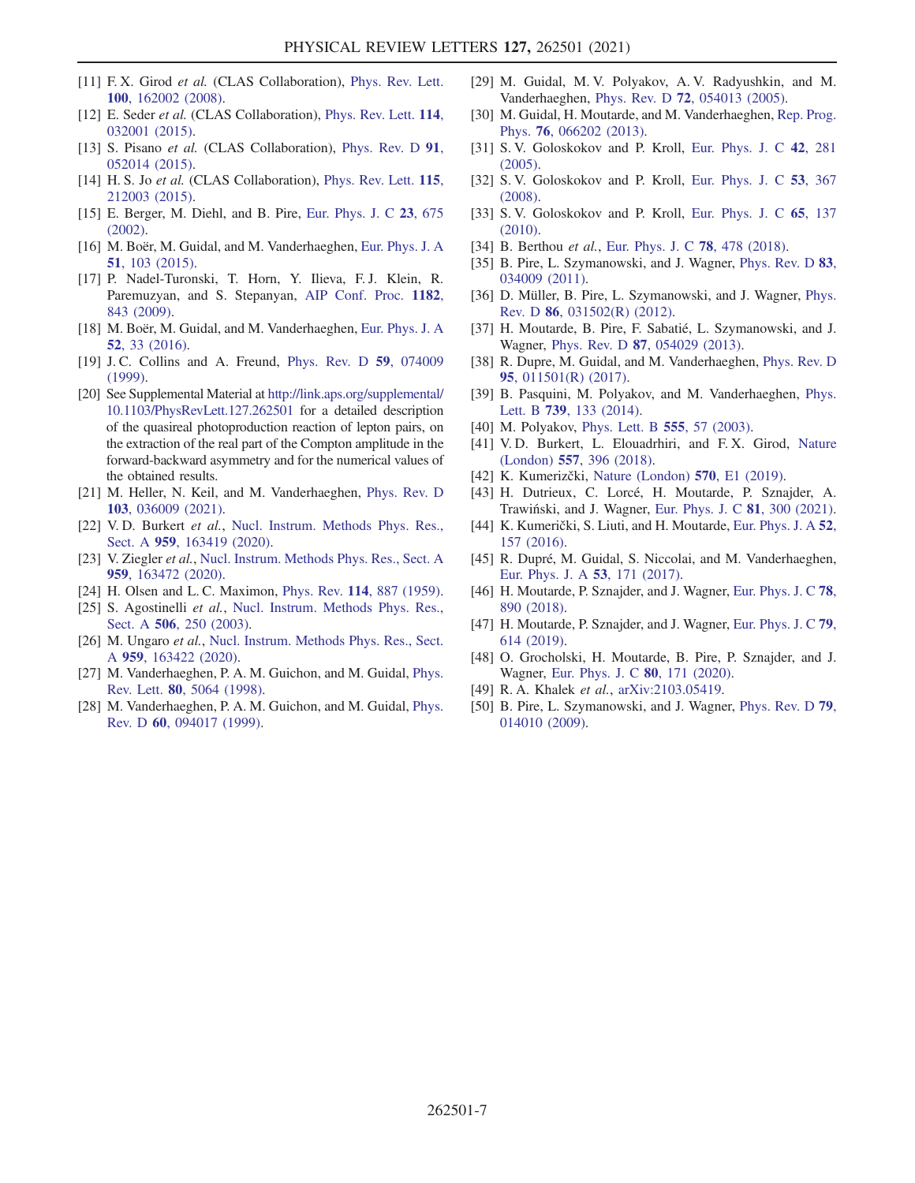[11] F. X. Girod *et al.* (CLAS Collaboration), Phys. Rev. Lett. **100**, 162002 (2008).

[12] E. Seder *et al.* (CLAS Collaboration), Phys. Rev. Lett. **114**, 032001 (2015).

[13] S. Pisano *et al.* (CLAS Collaboration), Phys. Rev. D **91**, 052014 (2015).

[14] H. S. Jo *et al.* (CLAS Collaboration), Phys. Rev. Lett. **115**, 212003 (2015).

[15] E. Berger, M. Diehl, and B. Pire, Eur. Phys. J. C **23**, 675 (2002).

[16] M. Boër, M. Guidal, and M. Vanderhaeghen, Eur. Phys. J. A **51**, 103 (2015).

[17] P. Nadel-Turonski, T. Horn, Y. Ilieva, F. J. Klein, R. Paremuzyan, and S. Stepanyan, AIP Conf. Proc. **1182**, 843 (2009).

[18] M. Boër, M. Guidal, and M. Vanderhaeghen, Eur. Phys. J. A **52**, 33 (2016).

[19] J. C. Collins and A. Freund, Phys. Rev. D **59**, 074009 (1999).

[20] See Supplemental Material at http://link.aps.org/supplemental/10.1103/PhysRevLett.127.262501 for a detailed description of the quasireal photoproduction reaction of lepton pairs, on the extraction of the real part of the Compton amplitude in the forward-backward asymmetry and for the numerical values of the obtained results.

[21] M. Heller, N. Keil, and M. Vanderhaeghen, Phys. Rev. D **103**, 036009 (2021).

[22] V. D. Burkert *et al.*, Nucl. Instrum. Methods Phys. Res., Sect. A **959**, 163419 (2020).

[23] V. Ziegler *et al.*, Nucl. Instrum. Methods Phys. Res., Sect. A **959**, 163472 (2020).

[24] H. Olsen and L. C. Maximon, Phys. Rev. **114**, 887 (1959).

[25] S. Agostinelli *et al.*, Nucl. Instrum. Methods Phys. Res., Sect. A **506**, 250 (2003).

[26] M. Ungaro *et al.*, Nucl. Instrum. Methods Phys. Res., Sect. A **959**, 163422 (2020).

[27] M. Vanderhaeghen, P. A. M. Guichon, and M. Guidal, Phys. Rev. Lett. **80**, 5064 (1998).

[28] M. Vanderhaeghen, P. A. M. Guichon, and M. Guidal, Phys. Rev. D **60**, 094017 (1999).

[29] M. Guidal, M. V. Polyakov, A. V. Radyushkin, and M. Vanderhaeghen, Phys. Rev. D **72**, 054013 (2005).

[30] M. Guidal, H. Moutarde, and M. Vanderhaeghen, Rep. Prog. Phys. **76**, 066202 (2013).

[31] S. V. Goloskokov and P. Kroll, Eur. Phys. J. C **42**, 281 (2005).

[32] S. V. Goloskokov and P. Kroll, Eur. Phys. J. C **53**, 367 (2008).

[33] S. V. Goloskokov and P. Kroll, Eur. Phys. J. C **65**, 137 (2010).

[34] B. Berthou *et al.*, Eur. Phys. J. C **78**, 478 (2018).

[35] B. Pire, L. Szymanowski, and J. Wagner, Phys. Rev. D **83**, 034009 (2011).

[36] D. Müller, B. Pire, L. Szymanowski, and J. Wagner, Phys. Rev. D **86**, 031502(R) (2012).

[37] H. Moutarde, B. Pire, F. Sabatié, L. Szymanowski, and J. Wagner, Phys. Rev. D **87**, 054029 (2013).

[38] R. Dupre, M. Guidal, and M. Vanderhaeghen, Phys. Rev. D **95**, 011501(R) (2017).

[39] B. Pasquini, M. Polyakov, and M. Vanderhaeghen, Phys. Lett. B **739**, 133 (2014).

[40] M. Polyakov, Phys. Lett. B **555**, 57 (2003).

[41] V. D. Burkert, L. Elouadrhiri, and F. X. Girod, Nature (London) **557**, 396 (2018).

[42] K. Kumerički, Nature (London) **570**, E1 (2019).

[43] H. Dutrieux, C. Lorcé, H. Moutarde, P. Sznajder, A. Trawiński, and J. Wagner, Eur. Phys. J. C **81**, 300 (2021).

[44] K. Kumerički, S. Liuti, and H. Moutarde, Eur. Phys. J. A **52**, 157 (2016).

[45] R. Dupré, M. Guidal, S. Niccolai, and M. Vanderhaeghen, Eur. Phys. J. A **53**, 171 (2017).

[46] H. Moutarde, P. Sznajder, and J. Wagner, Eur. Phys. J. C **78**, 890 (2018).

[47] H. Moutarde, P. Sznajder, and J. Wagner, Eur. Phys. J. C **79**, 614 (2019).

[48] O. Grocholski, H. Moutarde, B. Pire, P. Sznajder, and J. Wagner, Eur. Phys. J. C **80**, 171 (2020).

[49] R. A. Khalek *et al.*, arXiv:2103.05419.

[50] B. Pire, L. Szymanowski, and J. Wagner, Phys. Rev. D **79**, 014010 (2009).